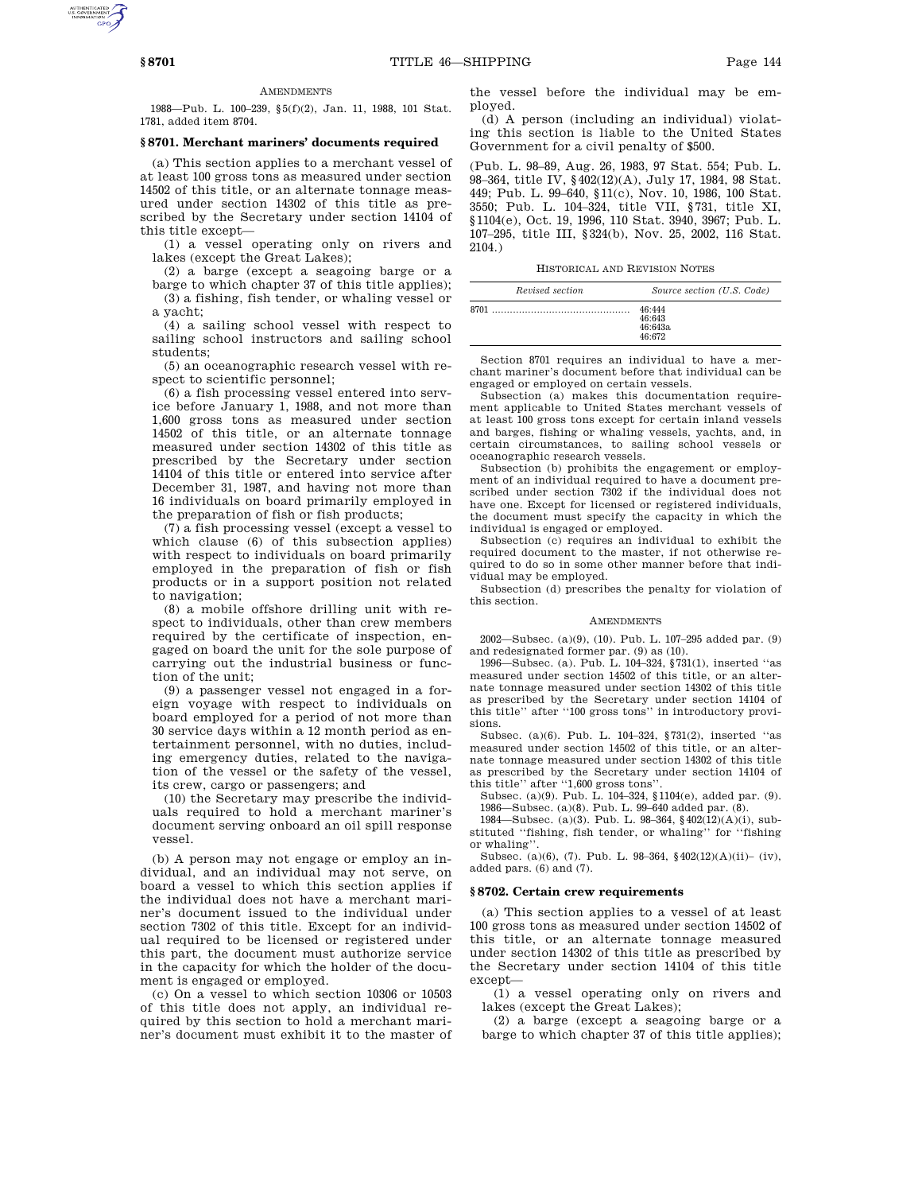AMENDMENTS

1988—Pub. L. 100–239, §5(f)(2), Jan. 11, 1988, 101 Stat. 1781, added item 8704.

## §8701. Merchant mariners' documents required

(a) This section applies to a merchant vessel of at least 100 gross tons as measured under section 14502 of this title, or an alternate tonnage measured under section 14302 of this title as prescribed by the Secretary under section 14104 of this title except—

(1) a vessel operating only on rivers and lakes (except the Great Lakes);

(2) a barge (except a seagoing barge or a barge to which chapter 37 of this title applies);

(3) a fishing, fish tender, or whaling vessel or a yacht;

(4) a sailing school vessel with respect to sailing school instructors and sailing school students;

(5) an oceanographic research vessel with respect to scientific personnel;

(6) a fish processing vessel entered into service before January 1, 1988, and not more than 1,600 gross tons as measured under section 14502 of this title, or an alternate tonnage measured under section 14302 of this title as prescribed by the Secretary under section 14104 of this title or entered into service after December 31, 1987, and having not more than 16 individuals on board primarily employed in the preparation of fish or fish products;

(7) a fish processing vessel (except a vessel to which clause (6) of this subsection applies) with respect to individuals on board primarily employed in the preparation of fish or fish products or in a support position not related to navigation;

(8) a mobile offshore drilling unit with respect to individuals, other than crew members required by the certificate of inspection, engaged on board the unit for the sole purpose of carrying out the industrial business or function of the unit;

(9) a passenger vessel not engaged in a foreign voyage with respect to individuals on board employed for a period of not more than 30 service days within a 12 month period as entertainment personnel, with no duties, including emergency duties, related to the navigation of the vessel or the safety of the vessel, its crew, cargo or passengers; and

(10) the Secretary may prescribe the individuals required to hold a merchant mariner's document serving onboard an oil spill response vessel.

(b) A person may not engage or employ an individual, and an individual may not serve, on board a vessel to which this section applies if the individual does not have a merchant mariner's document issued to the individual under section 7302 of this title. Except for an individual required to be licensed or registered under this part, the document must authorize service in the capacity for which the holder of the document is engaged or employed.

(c) On a vessel to which section 10306 or 10503 of this title does not apply, an individual required by this section to hold a merchant mariner's document must exhibit it to the master of the vessel before the individual may be employed.

(d) A person (including an individual) violating this section is liable to the United States Government for a civil penalty of $500.

(Pub. L. 98–89, Aug. 26, 1983, 97 Stat. 554; Pub. L. 98–364, title IV, §402(12)(A), July 17, 1984, 98 Stat. 449; Pub. L. 99–640, §11(c), Nov. 10, 1986, 100 Stat. 3550; Pub. L. 104–324, title VII, §731, title XI, §1104(e), Oct. 19, 1996, 110 Stat. 3940, 3967; Pub. L. 107–295, title III, §324(b), Nov. 25, 2002, 116 Stat. 2104.)

HISTORICAL AND REVISION NOTES

| *Revised section* | *Source section (U.S. Code)* |
|---|---|
| 8701 | 46:444<br>46:643<br>46:643a<br>46:672 |

Section 8701 requires an individual to have a merchant mariner's document before that individual can be engaged or employed on certain vessels.

Subsection (a) makes this documentation requirement applicable to United States merchant vessels of at least 100 gross tons except for certain inland vessels and barges, fishing or whaling vessels, yachts, and, in certain circumstances, to sailing school vessels or oceanographic research vessels.

Subsection (b) prohibits the engagement or employment of an individual required to have a document prescribed under section 7302 if the individual does not have one. Except for licensed or registered individuals, the document must specify the capacity in which the individual is engaged or employed.

Subsection (c) requires an individual to exhibit the required document to the master, if not otherwise required to do so in some other manner before that individual may be employed.

Subsection (d) prescribes the penalty for violation of this section.

AMENDMENTS

2002—Subsec. (a)(9), (10). Pub. L. 107–295 added par. (9) and redesignated former par. (9) as (10).

1996—Subsec. (a). Pub. L. 104–324, §731(1), inserted "as measured under section 14502 of this title, or an alternate tonnage measured under section 14302 of this title as prescribed by the Secretary under section 14104 of this title" after "100 gross tons" in introductory provisions.

Subsec. (a)(6). Pub. L. 104–324, §731(2), inserted "as measured under section 14502 of this title, or an alternate tonnage measured under section 14302 of this title as prescribed by the Secretary under section 14104 of this title" after "1,600 gross tons".

Subsec. (a)(9). Pub. L. 104–324, §1104(e), added par. (9).

1986—Subsec. (a)(8). Pub. L. 99–640 added par. (8).

1984—Subsec. (a)(3). Pub. L. 98–364, §402(12)(A)(i), substituted "fishing, fish tender, or whaling" for "fishing or whaling".

Subsec. (a)(6), (7). Pub. L. 98–364, §402(12)(A)(ii)–(iv), added pars. (6) and (7).

## §8702. Certain crew requirements

(a) This section applies to a vessel of at least 100 gross tons as measured under section 14502 of this title, or an alternate tonnage measured under section 14302 of this title as prescribed by the Secretary under section 14104 of this title except—

(1) a vessel operating only on rivers and lakes (except the Great Lakes);

(2) a barge (except a seagoing barge or a barge to which chapter 37 of this title applies);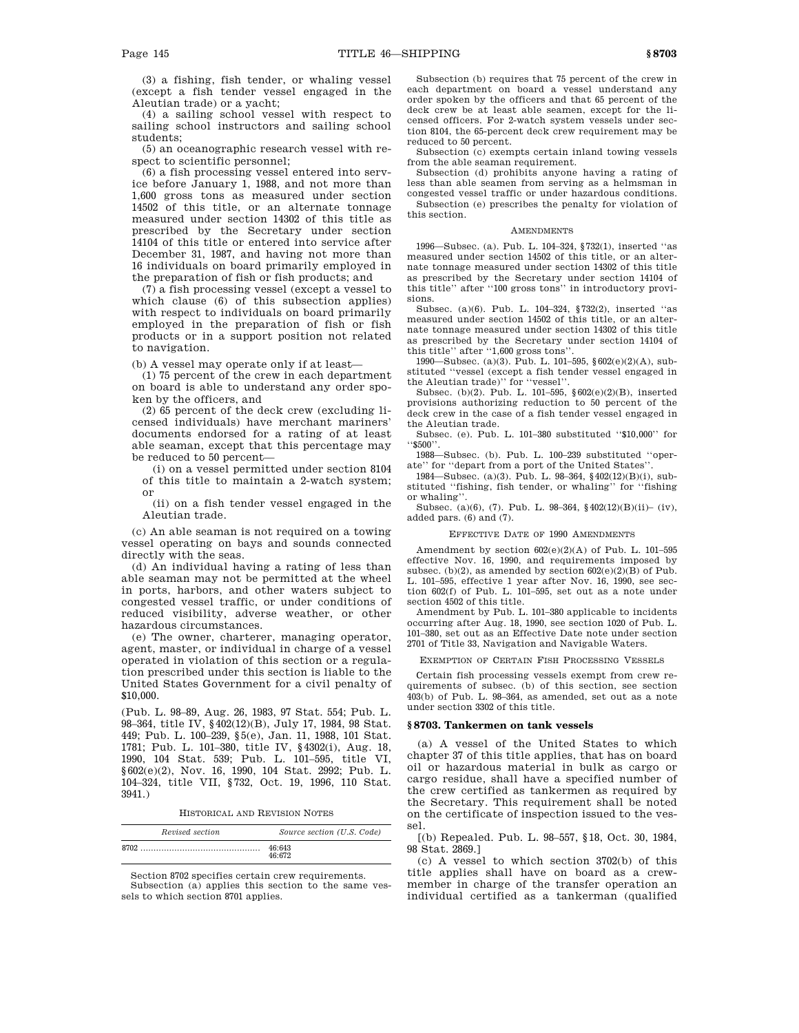(3) a fishing, fish tender, or whaling vessel (except a fish tender vessel engaged in the Aleutian trade) or a yacht;

(4) a sailing school vessel with respect to sailing school instructors and sailing school students;

(5) an oceanographic research vessel with respect to scientific personnel;

(6) a fish processing vessel entered into service before January 1, 1988, and not more than 1,600 gross tons as measured under section 14502 of this title, or an alternate tonnage measured under section 14302 of this title as prescribed by the Secretary under section 14104 of this title or entered into service after December 31, 1987, and having not more than 16 individuals on board primarily employed in the preparation of fish or fish products; and

(7) a fish processing vessel (except a vessel to which clause (6) of this subsection applies) with respect to individuals on board primarily employed in the preparation of fish or fish products or in a support position not related to navigation.

(b) A vessel may operate only if at least—

(1) 75 percent of the crew in each department on board is able to understand any order spoken by the officers, and

(2) 65 percent of the deck crew (excluding licensed individuals) have merchant mariners' documents endorsed for a rating of at least able seaman, except that this percentage may be reduced to 50 percent—

(i) on a vessel permitted under section 8104 of this title to maintain a 2-watch system; or

(ii) on a fish tender vessel engaged in the Aleutian trade.

(c) An able seaman is not required on a towing vessel operating on bays and sounds connected directly with the seas.

(d) An individual having a rating of less than able seaman may not be permitted at the wheel in ports, harbors, and other waters subject to congested vessel traffic, or under conditions of reduced visibility, adverse weather, or other hazardous circumstances.

(e) The owner, charterer, managing operator, agent, master, or individual in charge of a vessel operated in violation of this section or a regulation prescribed under this section is liable to the United States Government for a civil penalty of $10,000.

(Pub. L. 98–89, Aug. 26, 1983, 97 Stat. 554; Pub. L. 98–364, title IV, §402(12)(B), July 17, 1984, 98 Stat. 449; Pub. L. 100–239, §5(e), Jan. 11, 1988, 101 Stat. 1781; Pub. L. 101–380, title IV, §4302(i), Aug. 18, 1990, 104 Stat. 539; Pub. L. 101–595, title VI, §602(e)(2), Nov. 16, 1990, 104 Stat. 2992; Pub. L. 104–324, title VII, §732, Oct. 19, 1996, 110 Stat. 3941.)

HISTORICAL AND REVISION NOTES

| Revised section | Source section (U.S. Code) |
|---|---|
| 8702 | 46:643<br>46:672 |

Section 8702 specifies certain crew requirements.

Subsection (a) applies this section to the same vessels to which section 8701 applies.

Subsection (b) requires that 75 percent of the crew in each department on board a vessel understand any order spoken by the officers and that 65 percent of the deck crew be at least able seamen, except for the licensed officers. For 2-watch system vessels under section 8104, the 65-percent deck crew requirement may be reduced to 50 percent.

Subsection (c) exempts certain inland towing vessels from the able seaman requirement.

Subsection (d) prohibits anyone having a rating of less than able seamen from serving as a helmsman in congested vessel traffic or under hazardous conditions.

Subsection (e) prescribes the penalty for violation of this section.

AMENDMENTS

1996—Subsec. (a). Pub. L. 104–324, §732(1), inserted ''as measured under section 14502 of this title, or an alternate tonnage measured under section 14302 of this title as prescribed by the Secretary under section 14104 of this title'' after ''100 gross tons'' in introductory provisions.

Subsec. (a)(6). Pub. L. 104–324, §732(2), inserted ''as measured under section 14502 of this title, or an alternate tonnage measured under section 14302 of this title as prescribed by the Secretary under section 14104 of this title'' after ''1,600 gross tons''.

1990—Subsec. (a)(3). Pub. L. 101–595, §602(e)(2)(A), substituted ''vessel (except a fish tender vessel engaged in the Aleutian trade)'' for ''vessel''.

Subsec. (b)(2). Pub. L. 101–595, §602(e)(2)(B), inserted provisions authorizing reduction to 50 percent of the deck crew in the case of a fish tender vessel engaged in the Aleutian trade.

Subsec. (e). Pub. L. 101–380 substituted ''$10,000'' for ''$500''.

1988—Subsec. (b). Pub. L. 100–239 substituted ''operate'' for ''depart from a port of the United States''.

1984—Subsec. (a)(3). Pub. L. 98–364, §402(12)(B)(i), substituted ''fishing, fish tender, or whaling'' for ''fishing or whaling''.

Subsec. (a)(6), (7). Pub. L. 98–364, §402(12)(B)(ii)– (iv), added pars. (6) and (7).

EFFECTIVE DATE OF 1990 AMENDMENTS

Amendment by section 602(e)(2)(A) of Pub. L. 101–595 effective Nov. 16, 1990, and requirements imposed by subsec. (b)(2), as amended by section 602(e)(2)(B) of Pub. L. 101–595, effective 1 year after Nov. 16, 1990, see section 602(f) of Pub. L. 101–595, set out as a note under section 4502 of this title.

Amendment by Pub. L. 101–380 applicable to incidents occurring after Aug. 18, 1990, see section 1020 of Pub. L. 101–380, set out as an Effective Date note under section 2701 of Title 33, Navigation and Navigable Waters.

EXEMPTION OF CERTAIN FISH PROCESSING VESSELS

Certain fish processing vessels exempt from crew requirements of subsec. (b) of this section, see section 403(b) of Pub. L. 98–364, as amended, set out as a note under section 3302 of this title.

### §8703. Tankermen on tank vessels

(a) A vessel of the United States to which chapter 37 of this title applies, that has on board oil or hazardous material in bulk as cargo or cargo residue, shall have a specified number of the crew certified as tankermen as required by the Secretary. This requirement shall be noted on the certificate of inspection issued to the vessel.

[(b) Repealed. Pub. L. 98–557, §18, Oct. 30, 1984, 98 Stat. 2869.]

(c) A vessel to which section 3702(b) of this title applies shall have on board as a crewmember in charge of the transfer operation an individual certified as a tankerman (qualified